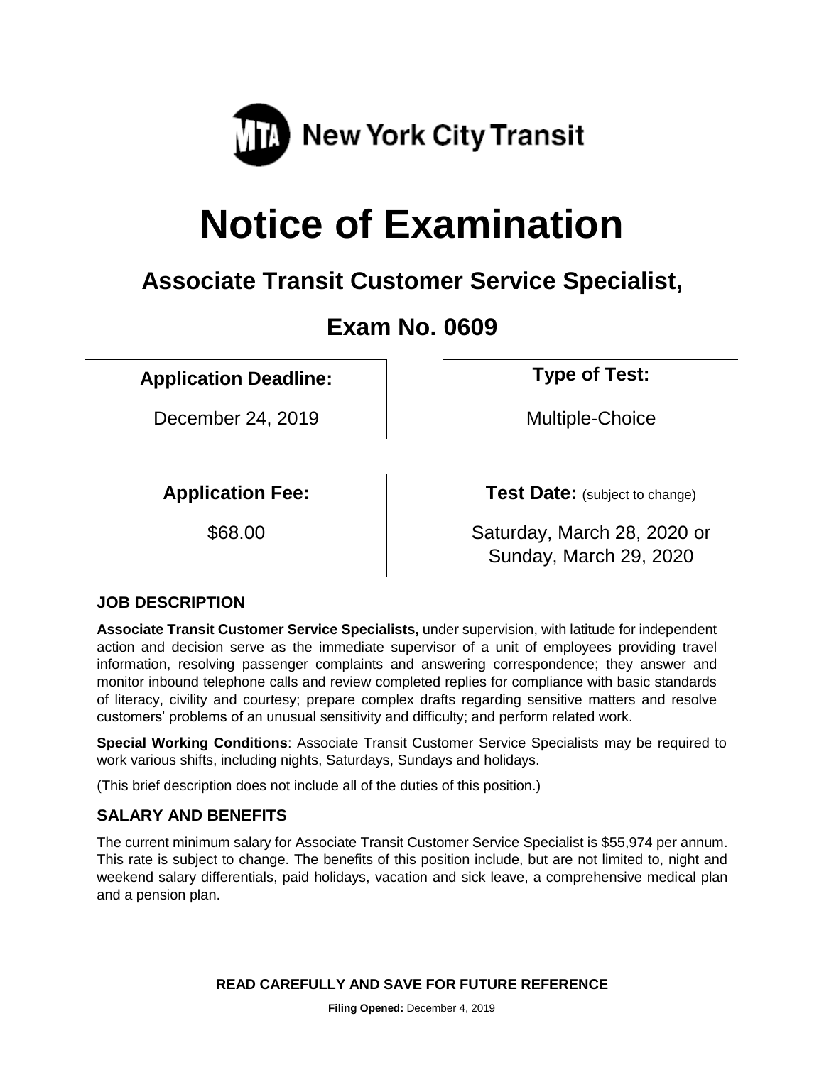MTA New York City Transit

# Notice of Examination

## Associate Transit Customer Service Specialist,

## Exam No. 0609

| Application Deadline: | Type of Test: |
| --- | --- |
| December 24, 2019 | Multiple-Choice |

| Application Fee: | Test Date: (subject to change) |
| --- | --- |
| $68.00 | Saturday, March 28, 2020 or Sunday, March 29, 2020 |

### JOB DESCRIPTION

**Associate Transit Customer Service Specialists,** under supervision, with latitude for independent action and decision serve as the immediate supervisor of a unit of employees providing travel information, resolving passenger complaints and answering correspondence; they answer and monitor inbound telephone calls and review completed replies for compliance with basic standards of literacy, civility and courtesy; prepare complex drafts regarding sensitive matters and resolve customers' problems of an unusual sensitivity and difficulty; and perform related work.

**Special Working Conditions**: Associate Transit Customer Service Specialists may be required to work various shifts, including nights, Saturdays, Sundays and holidays.

(This brief description does not include all of the duties of this position.)

### SALARY AND BENEFITS

The current minimum salary for Associate Transit Customer Service Specialist is $55,974 per annum. This rate is subject to change. The benefits of this position include, but are not limited to, night and weekend salary differentials, paid holidays, vacation and sick leave, a comprehensive medical plan and a pension plan.

**READ CAREFULLY AND SAVE FOR FUTURE REFERENCE**

**Filing Opened:** December 4, 2019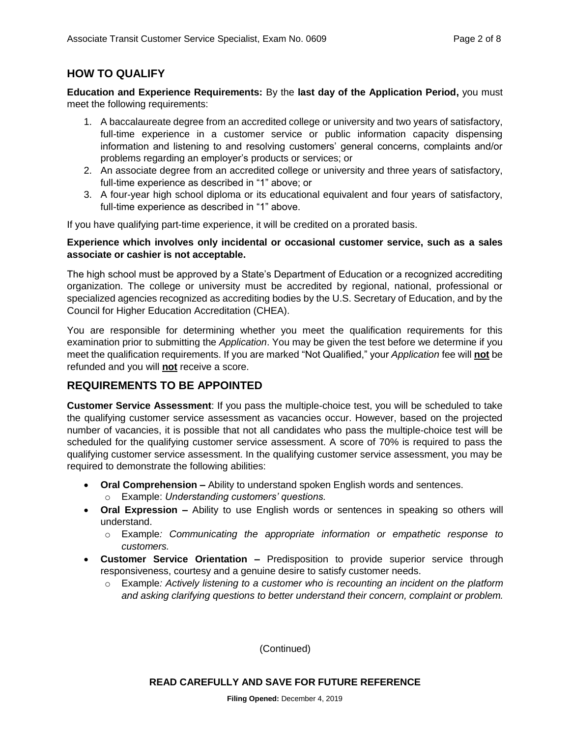## HOW TO QUALIFY

**Education and Experience Requirements:** By the **last day of the Application Period,** you must meet the following requirements:

1. A baccalaureate degree from an accredited college or university and two years of satisfactory, full-time experience in a customer service or public information capacity dispensing information and listening to and resolving customers' general concerns, complaints and/or problems regarding an employer's products or services; or
2. An associate degree from an accredited college or university and three years of satisfactory, full-time experience as described in "1" above; or
3. A four-year high school diploma or its educational equivalent and four years of satisfactory, full-time experience as described in "1" above.

If you have qualifying part-time experience, it will be credited on a prorated basis.

**Experience which involves only incidental or occasional customer service, such as a sales associate or cashier is not acceptable.**

The high school must be approved by a State's Department of Education or a recognized accrediting organization. The college or university must be accredited by regional, national, professional or specialized agencies recognized as accrediting bodies by the U.S. Secretary of Education, and by the Council for Higher Education Accreditation (CHEA).

You are responsible for determining whether you meet the qualification requirements for this examination prior to submitting the *Application*. You may be given the test before we determine if you meet the qualification requirements. If you are marked "Not Qualified," your *Application* fee will **not** be refunded and you will **not** receive a score.

## REQUIREMENTS TO BE APPOINTED

**Customer Service Assessment**: If you pass the multiple-choice test, you will be scheduled to take the qualifying customer service assessment as vacancies occur. However, based on the projected number of vacancies, it is possible that not all candidates who pass the multiple-choice test will be scheduled for the qualifying customer service assessment. A score of 70% is required to pass the qualifying customer service assessment. In the qualifying customer service assessment, you may be required to demonstrate the following abilities:

- **Oral Comprehension –** Ability to understand spoken English words and sentences.
  - Example: *Understanding customers' questions.*
- **Oral Expression –** Ability to use English words or sentences in speaking so others will understand.
  - Example*: Communicating the appropriate information or empathetic response to customers.*
- **Customer Service Orientation –** Predisposition to provide superior service through responsiveness, courtesy and a genuine desire to satisfy customer needs.
  - Example*: Actively listening to a customer who is recounting an incident on the platform and asking clarifying questions to better understand their concern, complaint or problem.*

(Continued)

**READ CAREFULLY AND SAVE FOR FUTURE REFERENCE**

**Filing Opened:** December 4, 2019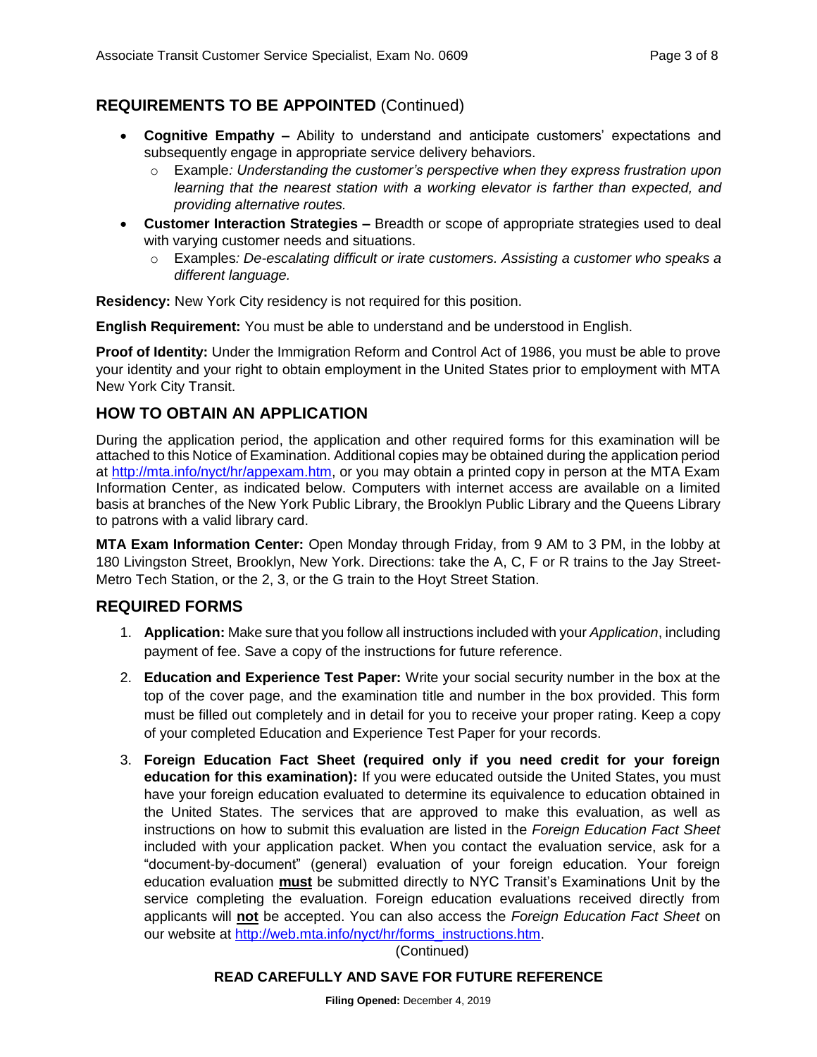## REQUIREMENTS TO BE APPOINTED (Continued)

- **Cognitive Empathy –** Ability to understand and anticipate customers' expectations and subsequently engage in appropriate service delivery behaviors.
  - Example*: Understanding the customer's perspective when they express frustration upon learning that the nearest station with a working elevator is farther than expected, and providing alternative routes.*
- **Customer Interaction Strategies –** Breadth or scope of appropriate strategies used to deal with varying customer needs and situations.
  - Examples*: De-escalating difficult or irate customers. Assisting a customer who speaks a different language.*

**Residency:** New York City residency is not required for this position.

**English Requirement:** You must be able to understand and be understood in English.

**Proof of Identity:** Under the Immigration Reform and Control Act of 1986, you must be able to prove your identity and your right to obtain employment in the United States prior to employment with MTA New York City Transit.

## HOW TO OBTAIN AN APPLICATION

During the application period, the application and other required forms for this examination will be attached to this Notice of Examination. Additional copies may be obtained during the application period at http://mta.info/nyct/hr/appexam.htm, or you may obtain a printed copy in person at the MTA Exam Information Center, as indicated below. Computers with internet access are available on a limited basis at branches of the New York Public Library, the Brooklyn Public Library and the Queens Library to patrons with a valid library card.

**MTA Exam Information Center:** Open Monday through Friday, from 9 AM to 3 PM, in the lobby at 180 Livingston Street, Brooklyn, New York. Directions: take the A, C, F or R trains to the Jay Street-Metro Tech Station, or the 2, 3, or the G train to the Hoyt Street Station.

## REQUIRED FORMS

1. **Application:** Make sure that you follow all instructions included with your *Application*, including payment of fee. Save a copy of the instructions for future reference.
2. **Education and Experience Test Paper:** Write your social security number in the box at the top of the cover page, and the examination title and number in the box provided. This form must be filled out completely and in detail for you to receive your proper rating. Keep a copy of your completed Education and Experience Test Paper for your records.
3. **Foreign Education Fact Sheet (required only if you need credit for your foreign education for this examination):** If you were educated outside the United States, you must have your foreign education evaluated to determine its equivalence to education obtained in the United States. The services that are approved to make this evaluation, as well as instructions on how to submit this evaluation are listed in the *Foreign Education Fact Sheet* included with your application packet. When you contact the evaluation service, ask for a "document-by-document" (general) evaluation of your foreign education. Your foreign education evaluation **must** be submitted directly to NYC Transit's Examinations Unit by the service completing the evaluation. Foreign education evaluations received directly from applicants will **not** be accepted. You can also access the *Foreign Education Fact Sheet* on our website at http://web.mta.info/nyct/hr/forms_instructions.htm.

(Continued)

**READ CAREFULLY AND SAVE FOR FUTURE REFERENCE**

**Filing Opened:** December 4, 2019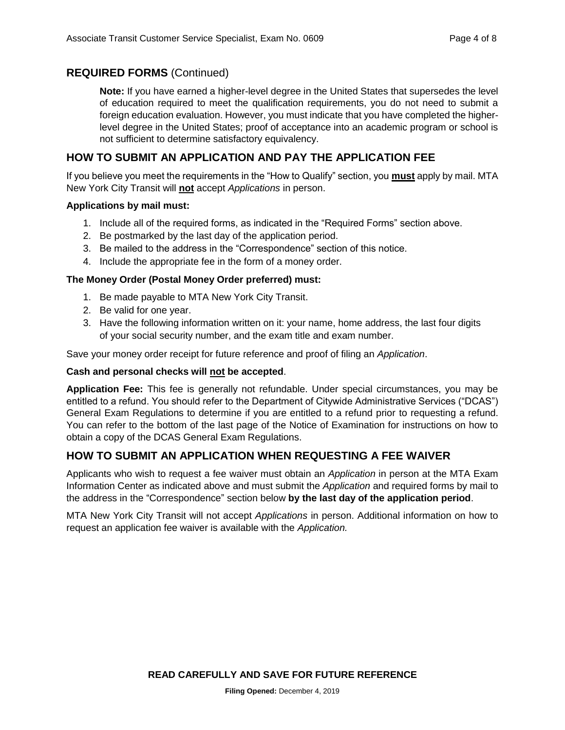## REQUIRED FORMS (Continued)

**Note:** If you have earned a higher-level degree in the United States that supersedes the level of education required to meet the qualification requirements, you do not need to submit a foreign education evaluation. However, you must indicate that you have completed the higher-level degree in the United States; proof of acceptance into an academic program or school is not sufficient to determine satisfactory equivalency.

## HOW TO SUBMIT AN APPLICATION AND PAY THE APPLICATION FEE

If you believe you meet the requirements in the "How to Qualify" section, you **must** apply by mail. MTA New York City Transit will **not** accept *Applications* in person.

**Applications by mail must:**

1. Include all of the required forms, as indicated in the "Required Forms" section above.
2. Be postmarked by the last day of the application period.
3. Be mailed to the address in the "Correspondence" section of this notice.
4. Include the appropriate fee in the form of a money order.

**The Money Order (Postal Money Order preferred) must:**

1. Be made payable to MTA New York City Transit.
2. Be valid for one year.
3. Have the following information written on it: your name, home address, the last four digits of your social security number, and the exam title and exam number.

Save your money order receipt for future reference and proof of filing an *Application*.

**Cash and personal checks will not be accepted**.

**Application Fee:** This fee is generally not refundable. Under special circumstances, you may be entitled to a refund. You should refer to the Department of Citywide Administrative Services ("DCAS") General Exam Regulations to determine if you are entitled to a refund prior to requesting a refund. You can refer to the bottom of the last page of the Notice of Examination for instructions on how to obtain a copy of the DCAS General Exam Regulations.

## HOW TO SUBMIT AN APPLICATION WHEN REQUESTING A FEE WAIVER

Applicants who wish to request a fee waiver must obtain an *Application* in person at the MTA Exam Information Center as indicated above and must submit the *Application* and required forms by mail to the address in the "Correspondence" section below **by the last day of the application period**.

MTA New York City Transit will not accept *Applications* in person. Additional information on how to request an application fee waiver is available with the *Application.*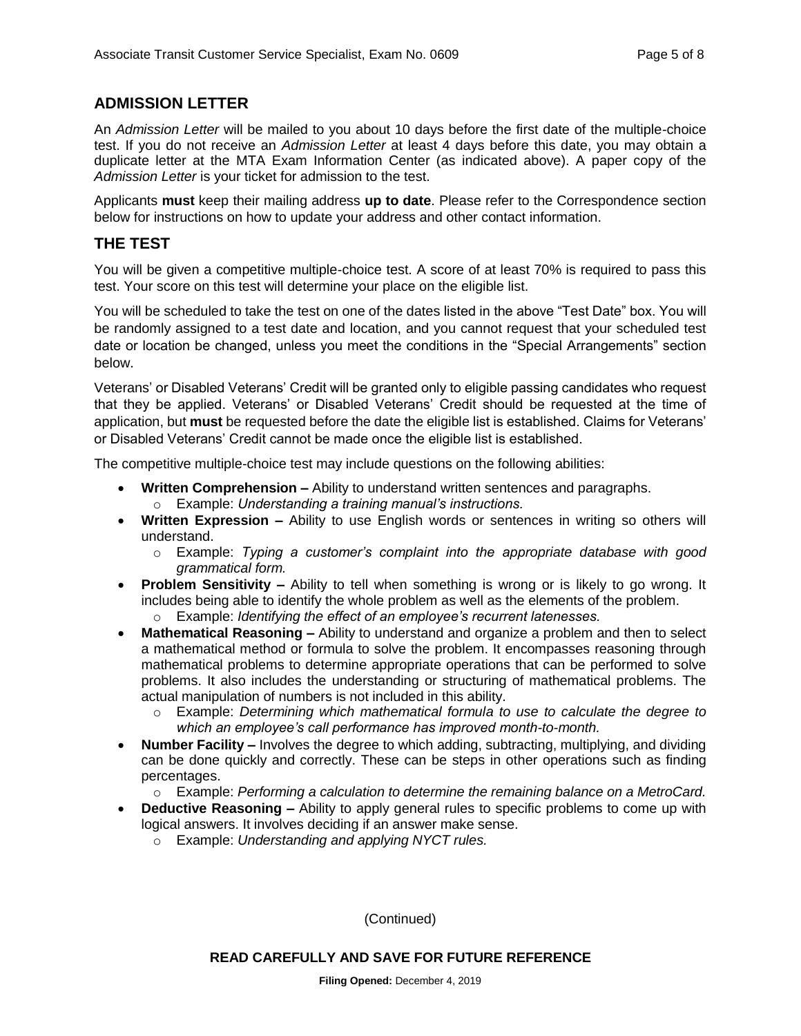## ADMISSION LETTER

An *Admission Letter* will be mailed to you about 10 days before the first date of the multiple-choice test. If you do not receive an *Admission Letter* at least 4 days before this date, you may obtain a duplicate letter at the MTA Exam Information Center (as indicated above). A paper copy of the *Admission Letter* is your ticket for admission to the test.

Applicants **must** keep their mailing address **up to date**. Please refer to the Correspondence section below for instructions on how to update your address and other contact information.

## THE TEST

You will be given a competitive multiple-choice test. A score of at least 70% is required to pass this test. Your score on this test will determine your place on the eligible list.

You will be scheduled to take the test on one of the dates listed in the above "Test Date" box. You will be randomly assigned to a test date and location, and you cannot request that your scheduled test date or location be changed, unless you meet the conditions in the "Special Arrangements" section below.

Veterans' or Disabled Veterans' Credit will be granted only to eligible passing candidates who request that they be applied. Veterans' or Disabled Veterans' Credit should be requested at the time of application, but **must** be requested before the date the eligible list is established. Claims for Veterans' or Disabled Veterans' Credit cannot be made once the eligible list is established.

The competitive multiple-choice test may include questions on the following abilities:

- **Written Comprehension –** Ability to understand written sentences and paragraphs.
  - Example: *Understanding a training manual's instructions.*
- **Written Expression –** Ability to use English words or sentences in writing so others will understand.
  - Example: *Typing a customer's complaint into the appropriate database with good grammatical form.*
- **Problem Sensitivity –** Ability to tell when something is wrong or is likely to go wrong. It includes being able to identify the whole problem as well as the elements of the problem.
  - Example: *Identifying the effect of an employee's recurrent latenesses.*
- **Mathematical Reasoning –** Ability to understand and organize a problem and then to select a mathematical method or formula to solve the problem. It encompasses reasoning through mathematical problems to determine appropriate operations that can be performed to solve problems. It also includes the understanding or structuring of mathematical problems. The actual manipulation of numbers is not included in this ability.
  - Example: *Determining which mathematical formula to use to calculate the degree to which an employee's call performance has improved month-to-month.*
- **Number Facility –** Involves the degree to which adding, subtracting, multiplying, and dividing can be done quickly and correctly. These can be steps in other operations such as finding percentages.
  - Example: *Performing a calculation to determine the remaining balance on a MetroCard.*
- **Deductive Reasoning –** Ability to apply general rules to specific problems to come up with logical answers. It involves deciding if an answer make sense.
  - Example: *Understanding and applying NYCT rules.*

(Continued)

**READ CAREFULLY AND SAVE FOR FUTURE REFERENCE**

**Filing Opened:** December 4, 2019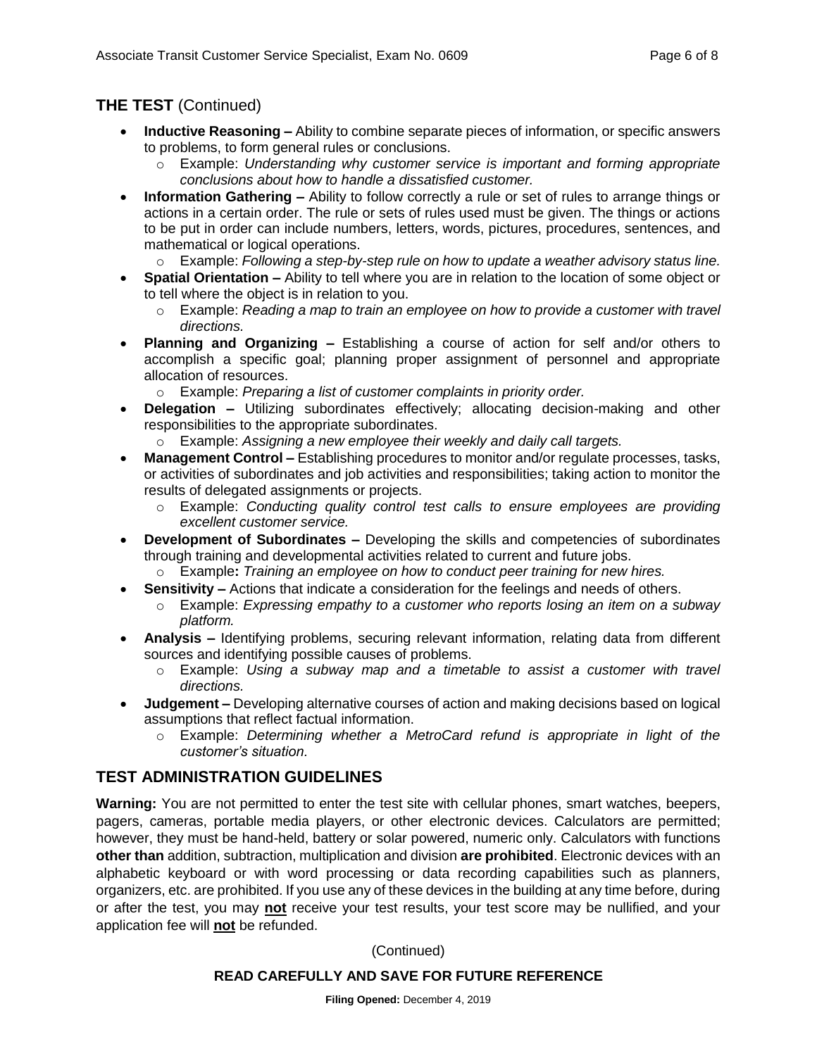## THE TEST (Continued)

- **Inductive Reasoning –** Ability to combine separate pieces of information, or specific answers to problems, to form general rules or conclusions.
  - Example: *Understanding why customer service is important and forming appropriate conclusions about how to handle a dissatisfied customer.*
- **Information Gathering –** Ability to follow correctly a rule or set of rules to arrange things or actions in a certain order. The rule or sets of rules used must be given. The things or actions to be put in order can include numbers, letters, words, pictures, procedures, sentences, and mathematical or logical operations.
  - Example: *Following a step-by-step rule on how to update a weather advisory status line.*
- **Spatial Orientation –** Ability to tell where you are in relation to the location of some object or to tell where the object is in relation to you.
  - Example: *Reading a map to train an employee on how to provide a customer with travel directions.*
- **Planning and Organizing –** Establishing a course of action for self and/or others to accomplish a specific goal; planning proper assignment of personnel and appropriate allocation of resources.
  - Example: *Preparing a list of customer complaints in priority order.*
- **Delegation –** Utilizing subordinates effectively; allocating decision-making and other responsibilities to the appropriate subordinates.
  - Example: *Assigning a new employee their weekly and daily call targets.*
- **Management Control –** Establishing procedures to monitor and/or regulate processes, tasks, or activities of subordinates and job activities and responsibilities; taking action to monitor the results of delegated assignments or projects.
  - Example: *Conducting quality control test calls to ensure employees are providing excellent customer service.*
- **Development of Subordinates –** Developing the skills and competencies of subordinates through training and developmental activities related to current and future jobs.
  - Example**:** *Training an employee on how to conduct peer training for new hires.*
- **Sensitivity –** Actions that indicate a consideration for the feelings and needs of others.
  - Example: *Expressing empathy to a customer who reports losing an item on a subway platform.*
- **Analysis –** Identifying problems, securing relevant information, relating data from different sources and identifying possible causes of problems.
  - Example: *Using a subway map and a timetable to assist a customer with travel directions.*
- **Judgement –** Developing alternative courses of action and making decisions based on logical assumptions that reflect factual information.
  - Example: *Determining whether a MetroCard refund is appropriate in light of the customer's situation.*

## TEST ADMINISTRATION GUIDELINES

**Warning:** You are not permitted to enter the test site with cellular phones, smart watches, beepers, pagers, cameras, portable media players, or other electronic devices. Calculators are permitted; however, they must be hand-held, battery or solar powered, numeric only. Calculators with functions **other than** addition, subtraction, multiplication and division **are prohibited**. Electronic devices with an alphabetic keyboard or with word processing or data recording capabilities such as planners, organizers, etc. are prohibited. If you use any of these devices in the building at any time before, during or after the test, you may **not** receive your test results, your test score may be nullified, and your application fee will **not** be refunded.

(Continued)

**READ CAREFULLY AND SAVE FOR FUTURE REFERENCE**

**Filing Opened:** December 4, 2019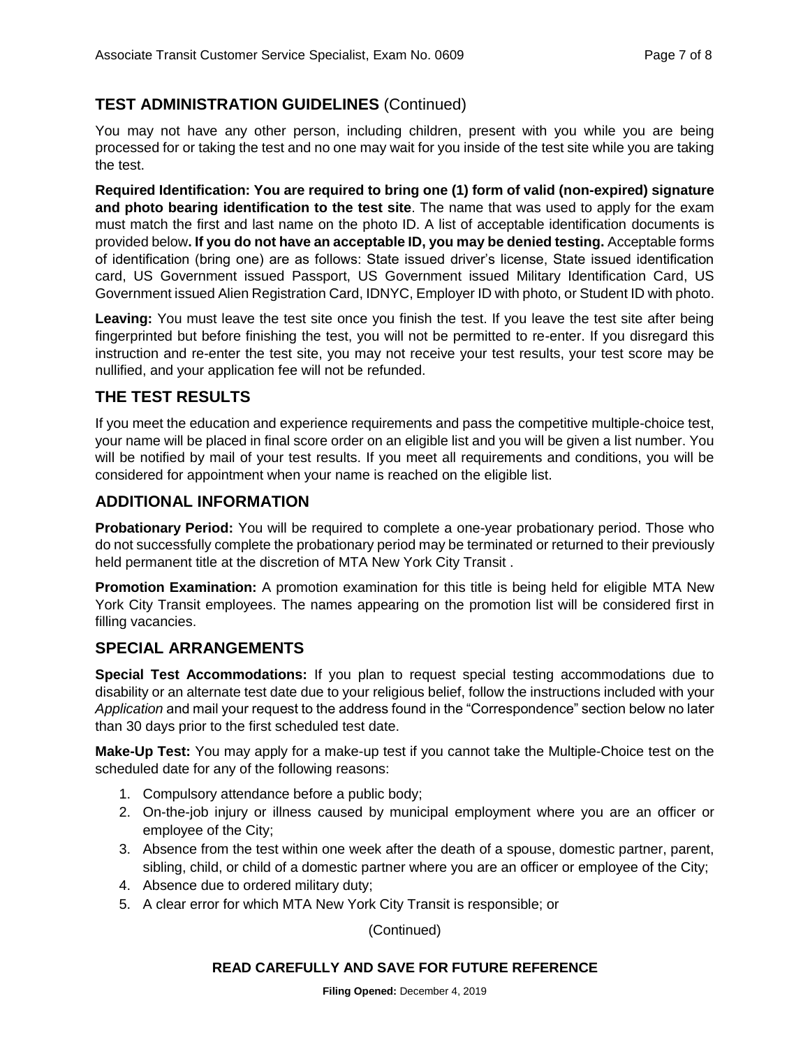## TEST ADMINISTRATION GUIDELINES (Continued)

You may not have any other person, including children, present with you while you are being processed for or taking the test and no one may wait for you inside of the test site while you are taking the test.

**Required Identification: You are required to bring one (1) form of valid (non-expired) signature and photo bearing identification to the test site**. The name that was used to apply for the exam must match the first and last name on the photo ID. A list of acceptable identification documents is provided below**. If you do not have an acceptable ID, you may be denied testing.** Acceptable forms of identification (bring one) are as follows: State issued driver's license, State issued identification card, US Government issued Passport, US Government issued Military Identification Card, US Government issued Alien Registration Card, IDNYC, Employer ID with photo, or Student ID with photo.

**Leaving:** You must leave the test site once you finish the test. If you leave the test site after being fingerprinted but before finishing the test, you will not be permitted to re-enter. If you disregard this instruction and re-enter the test site, you may not receive your test results, your test score may be nullified, and your application fee will not be refunded.

## THE TEST RESULTS

If you meet the education and experience requirements and pass the competitive multiple-choice test, your name will be placed in final score order on an eligible list and you will be given a list number. You will be notified by mail of your test results. If you meet all requirements and conditions, you will be considered for appointment when your name is reached on the eligible list.

## ADDITIONAL INFORMATION

**Probationary Period:** You will be required to complete a one-year probationary period. Those who do not successfully complete the probationary period may be terminated or returned to their previously held permanent title at the discretion of MTA New York City Transit .

**Promotion Examination:** A promotion examination for this title is being held for eligible MTA New York City Transit employees. The names appearing on the promotion list will be considered first in filling vacancies.

## SPECIAL ARRANGEMENTS

**Special Test Accommodations:** If you plan to request special testing accommodations due to disability or an alternate test date due to your religious belief, follow the instructions included with your *Application* and mail your request to the address found in the "Correspondence" section below no later than 30 days prior to the first scheduled test date.

**Make-Up Test:** You may apply for a make-up test if you cannot take the Multiple-Choice test on the scheduled date for any of the following reasons:

1. Compulsory attendance before a public body;
2. On-the-job injury or illness caused by municipal employment where you are an officer or employee of the City;
3. Absence from the test within one week after the death of a spouse, domestic partner, parent, sibling, child, or child of a domestic partner where you are an officer or employee of the City;
4. Absence due to ordered military duty;
5. A clear error for which MTA New York City Transit is responsible; or

(Continued)

**READ CAREFULLY AND SAVE FOR FUTURE REFERENCE**

**Filing Opened:** December 4, 2019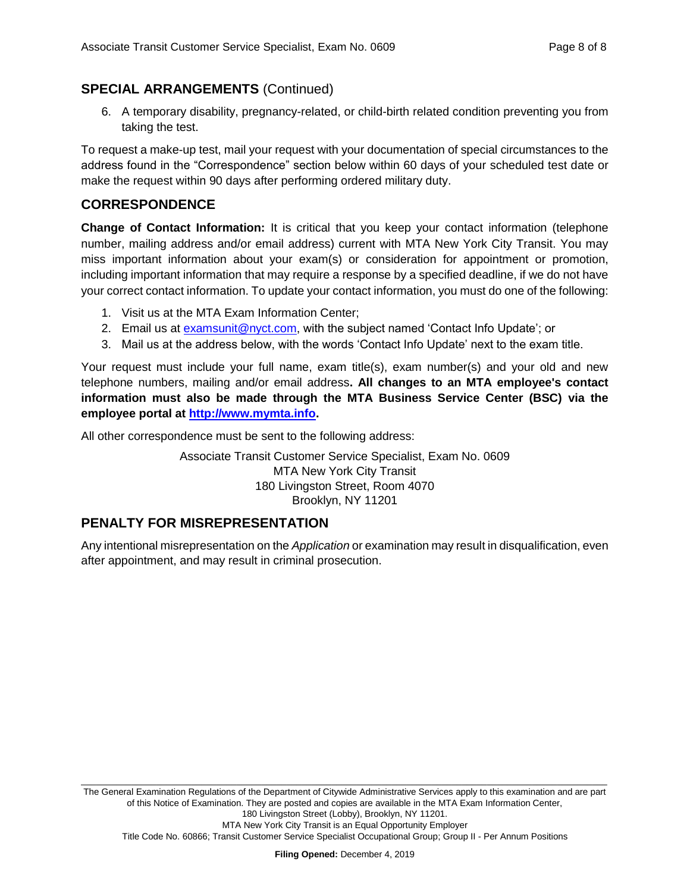## SPECIAL ARRANGEMENTS (Continued)

6. A temporary disability, pregnancy-related, or child-birth related condition preventing you from taking the test.

To request a make-up test, mail your request with your documentation of special circumstances to the address found in the "Correspondence" section below within 60 days of your scheduled test date or make the request within 90 days after performing ordered military duty.

## CORRESPONDENCE

**Change of Contact Information:** It is critical that you keep your contact information (telephone number, mailing address and/or email address) current with MTA New York City Transit. You may miss important information about your exam(s) or consideration for appointment or promotion, including important information that may require a response by a specified deadline, if we do not have your correct contact information. To update your contact information, you must do one of the following:

1. Visit us at the MTA Exam Information Center;
2. Email us at examsunit@nyct.com, with the subject named 'Contact Info Update'; or
3. Mail us at the address below, with the words 'Contact Info Update' next to the exam title.

Your request must include your full name, exam title(s), exam number(s) and your old and new telephone numbers, mailing and/or email address**. All changes to an MTA employee's contact information must also be made through the MTA Business Service Center (BSC) via the employee portal at http://www.mymta.info.**

All other correspondence must be sent to the following address:

Associate Transit Customer Service Specialist, Exam No. 0609
MTA New York City Transit
180 Livingston Street, Room 4070
Brooklyn, NY 11201

## PENALTY FOR MISREPRESENTATION

Any intentional misrepresentation on the *Application* or examination may result in disqualification, even after appointment, and may result in criminal prosecution.

The General Examination Regulations of the Department of Citywide Administrative Services apply to this examination and are part of this Notice of Examination. They are posted and copies are available in the MTA Exam Information Center, 180 Livingston Street (Lobby), Brooklyn, NY 11201.
MTA New York City Transit is an Equal Opportunity Employer
Title Code No. 60866; Transit Customer Service Specialist Occupational Group; Group II - Per Annum Positions

**Filing Opened:** December 4, 2019